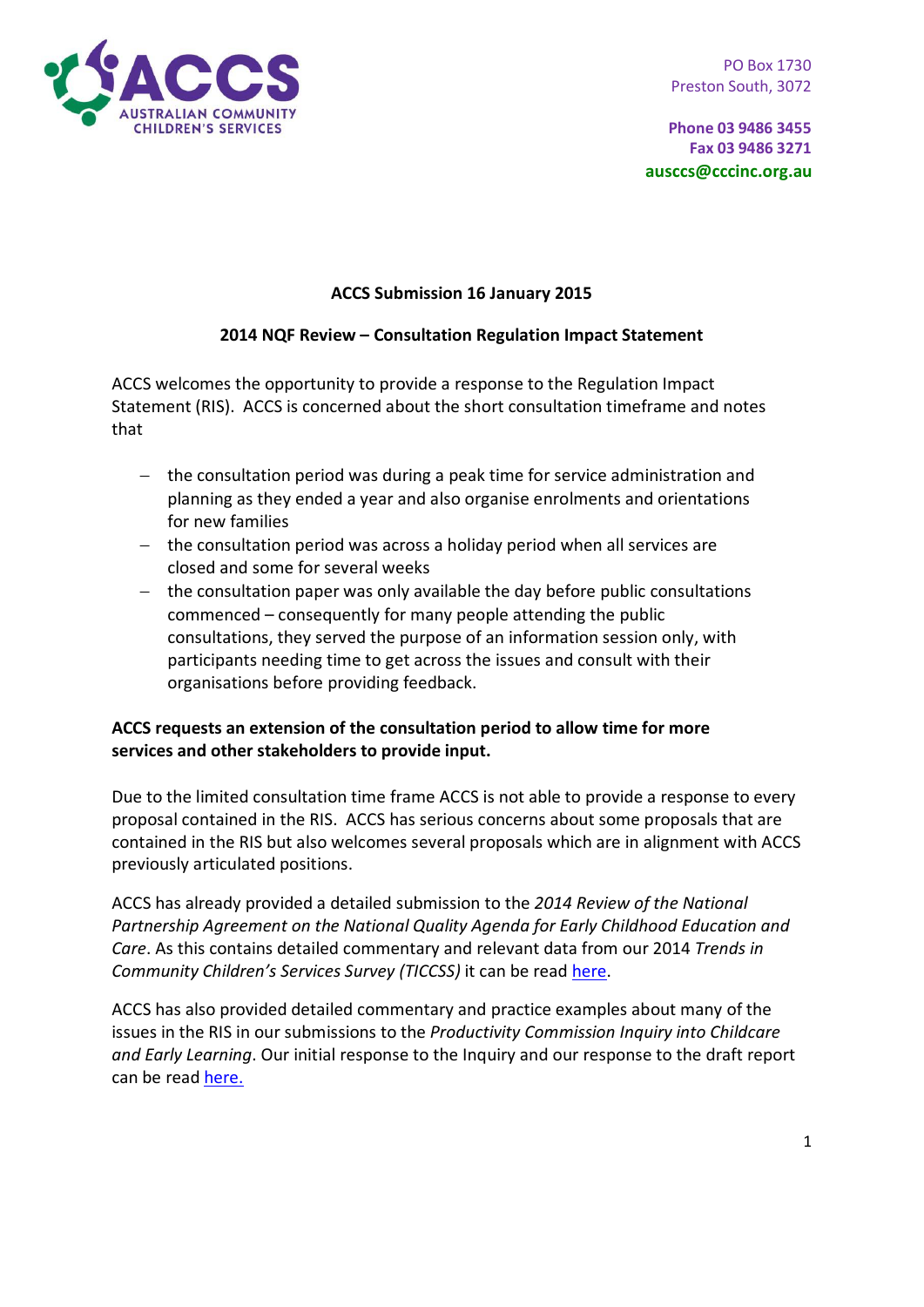ACCS Australian Community Children's Services

PO Box 1730
Preston South, 3072

**Phone 03 9486 3455**
**Fax 03 9486 3271**
**ausccs@cccinc.org.au**

**ACCS Submission 16 January 2015**

**2014 NQF Review – Consultation Regulation Impact Statement**

ACCS welcomes the opportunity to provide a response to the Regulation Impact Statement (RIS). ACCS is concerned about the short consultation timeframe and notes that

- the consultation period was during a peak time for service administration and planning as they ended a year and also organise enrolments and orientations for new families
- the consultation period was across a holiday period when all services are closed and some for several weeks
- the consultation paper was only available the day before public consultations commenced – consequently for many people attending the public consultations, they served the purpose of an information session only, with participants needing time to get across the issues and consult with their organisations before providing feedback.

**ACCS requests an extension of the consultation period to allow time for more services and other stakeholders to provide input.**

Due to the limited consultation time frame ACCS is not able to provide a response to every proposal contained in the RIS. ACCS has serious concerns about some proposals that are contained in the RIS but also welcomes several proposals which are in alignment with ACCS previously articulated positions.

ACCS has already provided a detailed submission to the *2014 Review of the National Partnership Agreement on the National Quality Agenda for Early Childhood Education and Care*. As this contains detailed commentary and relevant data from our 2014 *Trends in Community Children's Services Survey (TICCSS)* it can be read here.

ACCS has also provided detailed commentary and practice examples about many of the issues in the RIS in our submissions to the *Productivity Commission Inquiry into Childcare and Early Learning*. Our initial response to the Inquiry and our response to the draft report can be read here.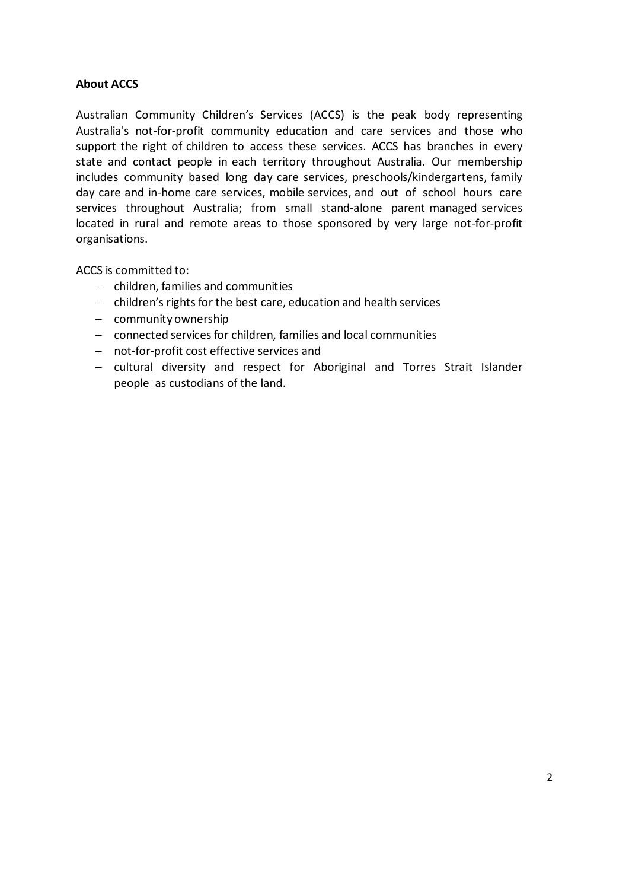**About ACCS**

Australian Community Children's Services (ACCS) is the peak body representing Australia's not-for-profit community education and care services and those who support the right of children to access these services. ACCS has branches in every state and contact people in each territory throughout Australia. Our membership includes community based long day care services, preschools/kindergartens, family day care and in-home care services, mobile services, and out of school hours care services throughout Australia; from small stand-alone parent managed services located in rural and remote areas to those sponsored by very large not-for-profit organisations.

ACCS is committed to:

- children, families and communities
- children's rights for the best care, education and health services
- community ownership
- connected services for children, families and local communities
- not-for-profit cost effective services and
- cultural diversity and respect for Aboriginal and Torres Strait Islander people as custodians of the land.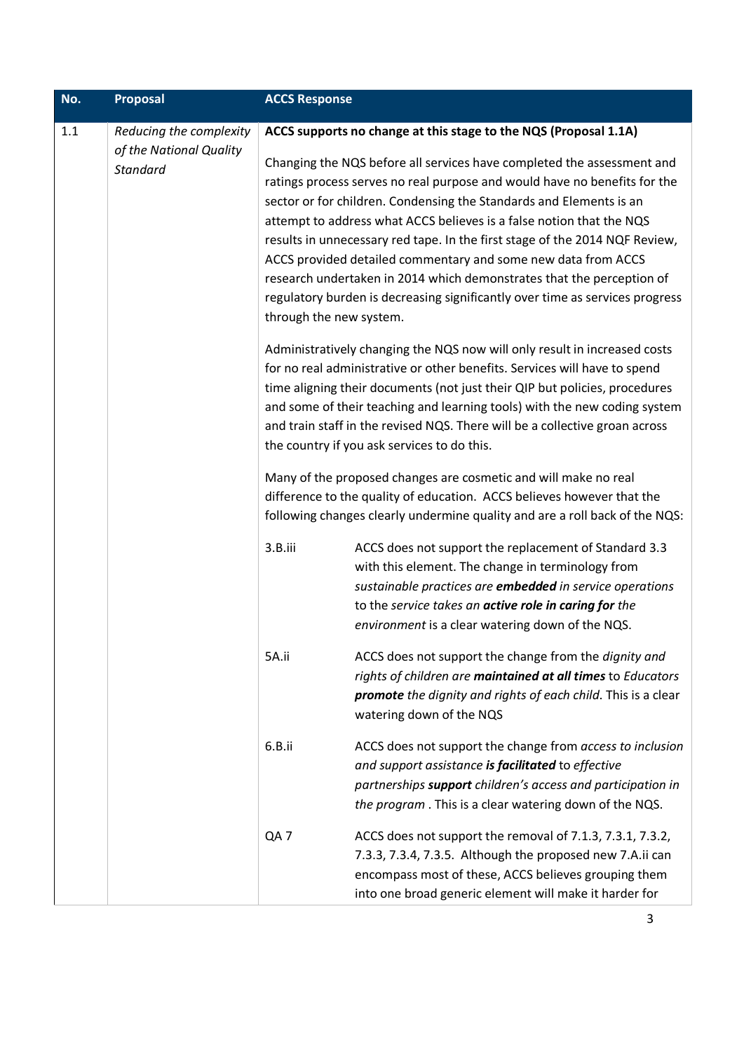| No. | Proposal | ACCS Response |
|---|---|---|
| 1.1 | *Reducing the complexity of the National Quality Standard* | **ACCS supports no change at this stage to the NQS (Proposal 1.1A)**<br><br>Changing the NQS before all services have completed the assessment and ratings process serves no real purpose and would have no benefits for the sector or for children. Condensing the Standards and Elements is an attempt to address what ACCS believes is a false notion that the NQS results in unnecessary red tape. In the first stage of the 2014 NQF Review, ACCS provided detailed commentary and some new data from ACCS research undertaken in 2014 which demonstrates that the perception of regulatory burden is decreasing significantly over time as services progress through the new system.<br><br>Administratively changing the NQS now will only result in increased costs for no real administrative or other benefits. Services will have to spend time aligning their documents (not just their QIP but policies, procedures and some of their teaching and learning tools) with the new coding system and train staff in the revised NQS. There will be a collective groan across the country if you ask services to do this.<br><br>Many of the proposed changes are cosmetic and will make no real difference to the quality of education. ACCS believes however that the following changes clearly undermine quality and are a roll back of the NQS:<br><br>3.B.iii — ACCS does not support the replacement of Standard 3.3 with this element. The change in terminology from *sustainable practices are* ***embedded*** *in service operations* to the *service takes an* ***active role in caring for*** *the environment* is a clear watering down of the NQS.<br><br>5A.ii — ACCS does not support the change from the *dignity and rights of children are* ***maintained at all times*** to *Educators* ***promote*** *the dignity and rights of each child*. This is a clear watering down of the NQS<br><br>6.B.ii — ACCS does not support the change from *access to inclusion and support assistance* ***is facilitated*** to *effective partnerships* ***support*** *children's access and participation in the program* . This is a clear watering down of the NQS.<br><br>QA 7 — ACCS does not support the removal of 7.1.3, 7.3.1, 7.3.2, 7.3.3, 7.3.4, 7.3.5. Although the proposed new 7.A.ii can encompass most of these, ACCS believes grouping them into one broad generic element will make it harder for |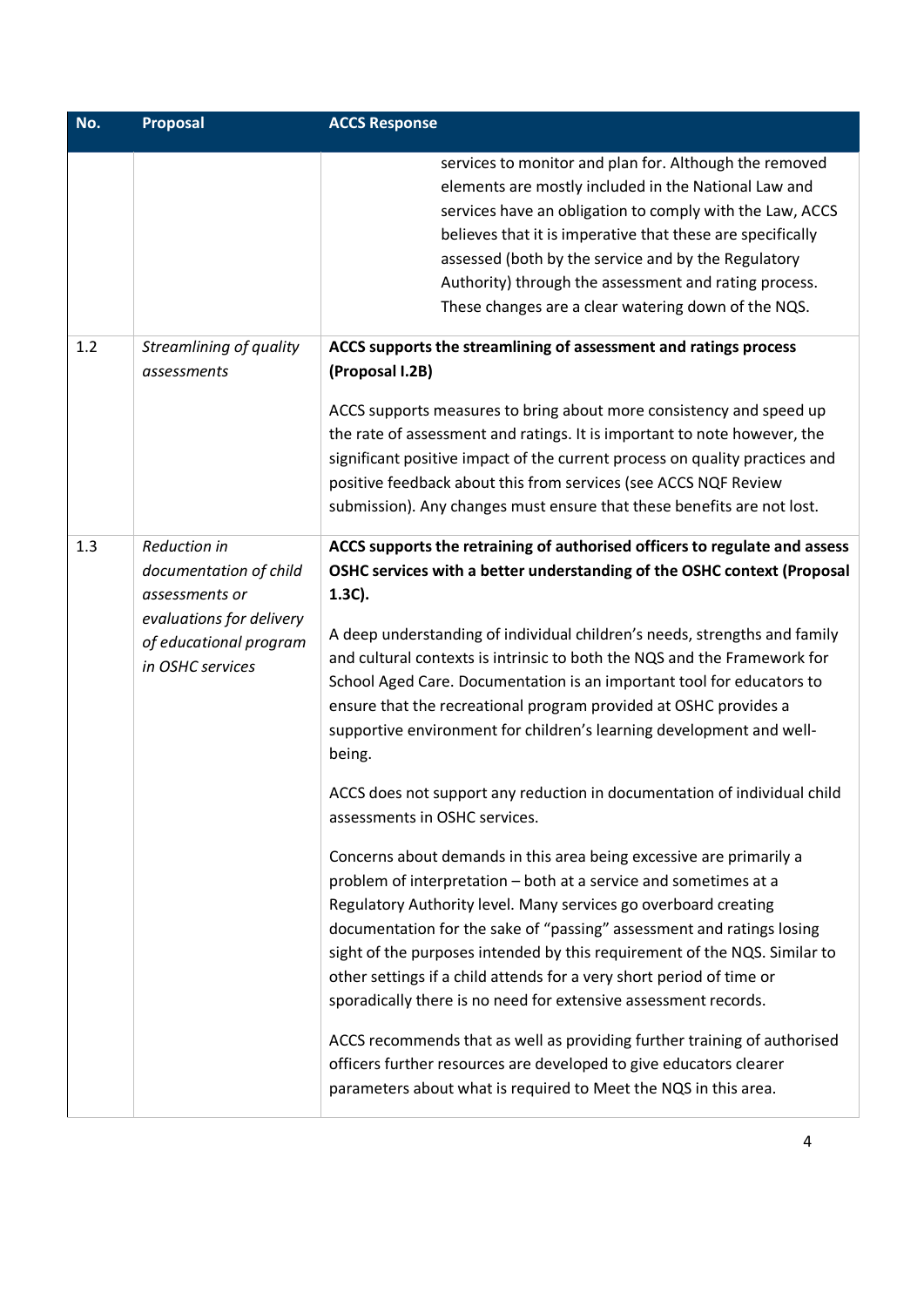| No. | Proposal | ACCS Response |
| --- | --- | --- |
| | | services to monitor and plan for. Although the removed elements are mostly included in the National Law and services have an obligation to comply with the Law, ACCS believes that it is imperative that these are specifically assessed (both by the service and by the Regulatory Authority) through the assessment and rating process. These changes are a clear watering down of the NQS. |
| 1.2 | *Streamlining of quality assessments* | **ACCS supports the streamlining of assessment and ratings process (Proposal I.2B)**<br><br>ACCS supports measures to bring about more consistency and speed up the rate of assessment and ratings. It is important to note however, the significant positive impact of the current process on quality practices and positive feedback about this from services (see ACCS NQF Review submission). Any changes must ensure that these benefits are not lost. |
| 1.3 | *Reduction in documentation of child assessments or evaluations for delivery of educational program in OSHC services* | **ACCS supports the retraining of authorised officers to regulate and assess OSHC services with a better understanding of the OSHC context (Proposal 1.3C).**<br><br>A deep understanding of individual children's needs, strengths and family and cultural contexts is intrinsic to both the NQS and the Framework for School Aged Care. Documentation is an important tool for educators to ensure that the recreational program provided at OSHC provides a supportive environment for children's learning development and well-being.<br><br>ACCS does not support any reduction in documentation of individual child assessments in OSHC services.<br><br>Concerns about demands in this area being excessive are primarily a problem of interpretation – both at a service and sometimes at a Regulatory Authority level. Many services go overboard creating documentation for the sake of "passing" assessment and ratings losing sight of the purposes intended by this requirement of the NQS. Similar to other settings if a child attends for a very short period of time or sporadically there is no need for extensive assessment records.<br><br>ACCS recommends that as well as providing further training of authorised officers further resources are developed to give educators clearer parameters about what is required to Meet the NQS in this area. |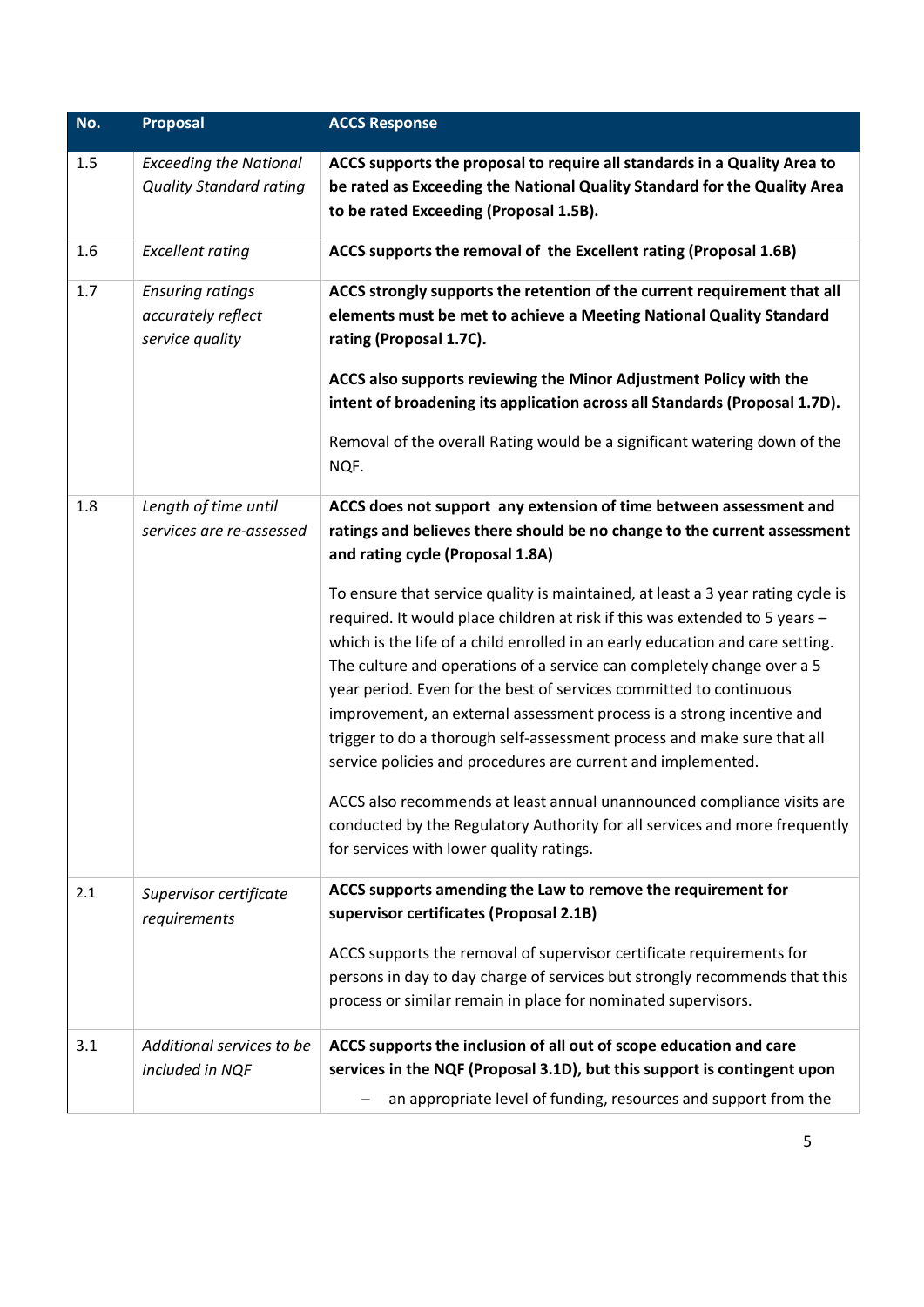| No. | Proposal | ACCS Response |
|---|---|---|
| 1.5 | *Exceeding the National Quality Standard rating* | **ACCS supports the proposal to require all standards in a Quality Area to be rated as Exceeding the National Quality Standard for the Quality Area to be rated Exceeding (Proposal 1.5B).** |
| 1.6 | *Excellent rating* | **ACCS supports the removal of the Excellent rating (Proposal 1.6B)** |
| 1.7 | *Ensuring ratings accurately reflect service quality* | **ACCS strongly supports the retention of the current requirement that all elements must be met to achieve a Meeting National Quality Standard rating (Proposal 1.7C).**<br><br>**ACCS also supports reviewing the Minor Adjustment Policy with the intent of broadening its application across all Standards (Proposal 1.7D).**<br><br>Removal of the overall Rating would be a significant watering down of the NQF. |
| 1.8 | *Length of time until services are re-assessed* | **ACCS does not support any extension of time between assessment and ratings and believes there should be no change to the current assessment and rating cycle (Proposal 1.8A)**<br><br>To ensure that service quality is maintained, at least a 3 year rating cycle is required. It would place children at risk if this was extended to 5 years – which is the life of a child enrolled in an early education and care setting. The culture and operations of a service can completely change over a 5 year period. Even for the best of services committed to continuous improvement, an external assessment process is a strong incentive and trigger to do a thorough self-assessment process and make sure that all service policies and procedures are current and implemented.<br><br>ACCS also recommends at least annual unannounced compliance visits are conducted by the Regulatory Authority for all services and more frequently for services with lower quality ratings. |
| 2.1 | *Supervisor certificate requirements* | **ACCS supports amending the Law to remove the requirement for supervisor certificates (Proposal 2.1B)**<br><br>ACCS supports the removal of supervisor certificate requirements for persons in day to day charge of services but strongly recommends that this process or similar remain in place for nominated supervisors. |
| 3.1 | *Additional services to be included in NQF* | **ACCS supports the inclusion of all out of scope education and care services in the NQF (Proposal 3.1D), but this support is contingent upon**<br><br>– an appropriate level of funding, resources and support from the |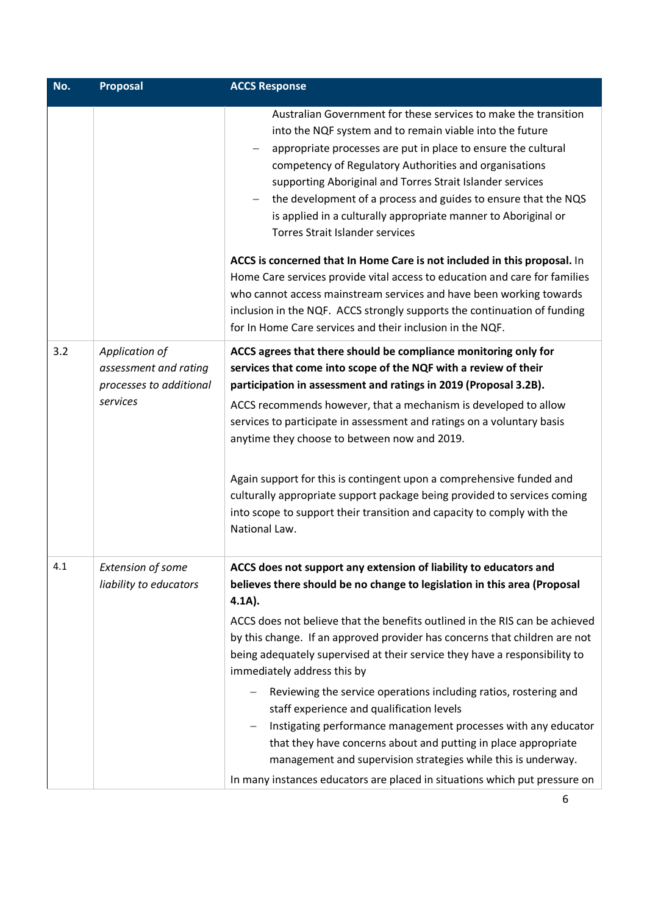| No. | Proposal | ACCS Response |
| --- | --- | --- |
| | | – Australian Government for these services to make the transition into the NQF system and to remain viable into the future<br>– appropriate processes are put in place to ensure the cultural competency of Regulatory Authorities and organisations supporting Aboriginal and Torres Strait Islander services<br>– the development of a process and guides to ensure that the NQS is applied in a culturally appropriate manner to Aboriginal or Torres Strait Islander services<br><br>**ACCS is concerned that In Home Care is not included in this proposal.** In Home Care services provide vital access to education and care for families who cannot access mainstream services and have been working towards inclusion in the NQF. ACCS strongly supports the continuation of funding for In Home Care services and their inclusion in the NQF. |
| 3.2 | *Application of assessment and rating processes to additional services* | **ACCS agrees that there should be compliance monitoring only for services that come into scope of the NQF with a review of their participation in assessment and ratings in 2019 (Proposal 3.2B).**<br>ACCS recommends however, that a mechanism is developed to allow services to participate in assessment and ratings on a voluntary basis anytime they choose to between now and 2019.<br><br>Again support for this is contingent upon a comprehensive funded and culturally appropriate support package being provided to services coming into scope to support their transition and capacity to comply with the National Law. |
| 4.1 | *Extension of some liability to educators* | **ACCS does not support any extension of liability to educators and believes there should be no change to legislation in this area (Proposal 4.1A).**<br>ACCS does not believe that the benefits outlined in the RIS can be achieved by this change. If an approved provider has concerns that children are not being adequately supervised at their service they have a responsibility to immediately address this by<br>– Reviewing the service operations including ratios, rostering and staff experience and qualification levels<br>– Instigating performance management processes with any educator that they have concerns about and putting in place appropriate management and supervision strategies while this is underway.<br>In many instances educators are placed in situations which put pressure on |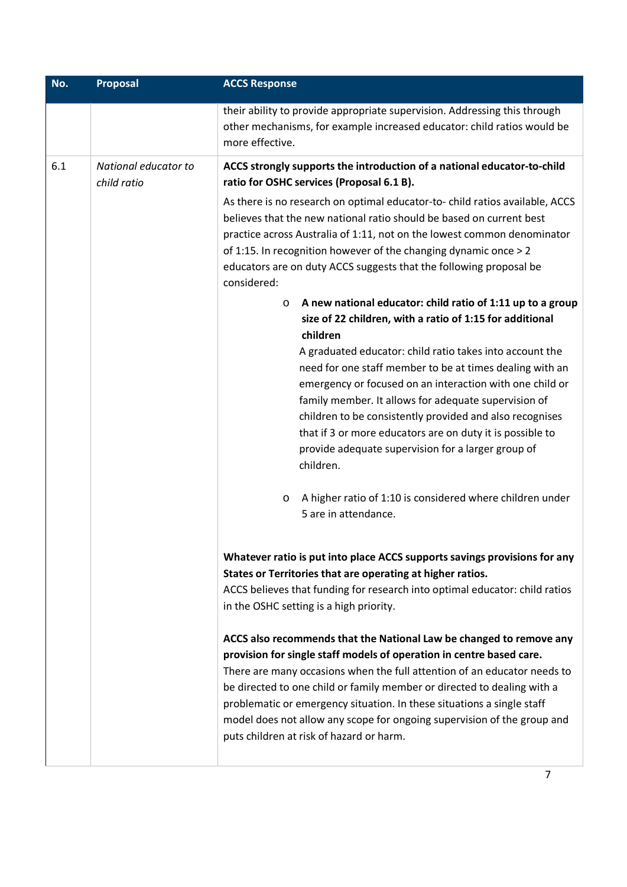| No. | Proposal | ACCS Response |
|---|---|---|
| | | their ability to provide appropriate supervision. Addressing this through other mechanisms, for example increased educator: child ratios would be more effective. |
| 6.1 | *National educator to child ratio* | **ACCS strongly supports the introduction of a national educator-to-child ratio for OSHC services (Proposal 6.1 B).**<br><br>As there is no research on optimal educator-to- child ratios available, ACCS believes that the new national ratio should be based on current best practice across Australia of 1:11, not on the lowest common denominator of 1:15. In recognition however of the changing dynamic once > 2 educators are on duty ACCS suggests that the following proposal be considered:<br><br>o **A new national educator: child ratio of 1:11 up to a group size of 22 children, with a ratio of 1:15 for additional children**<br>A graduated educator: child ratio takes into account the need for one staff member to be at times dealing with an emergency or focused on an interaction with one child or family member. It allows for adequate supervision of children to be consistently provided and also recognises that if 3 or more educators are on duty it is possible to provide adequate supervision for a larger group of children.<br><br>o A higher ratio of 1:10 is considered where children under 5 are in attendance.<br><br>**Whatever ratio is put into place ACCS supports savings provisions for any States or Territories that are operating at higher ratios.**<br>ACCS believes that funding for research into optimal educator: child ratios in the OSHC setting is a high priority.<br><br>**ACCS also recommends that the National Law be changed to remove any provision for single staff models of operation in centre based care.**<br>There are many occasions when the full attention of an educator needs to be directed to one child or family member or directed to dealing with a problematic or emergency situation. In these situations a single staff model does not allow any scope for ongoing supervision of the group and puts children at risk of hazard or harm. |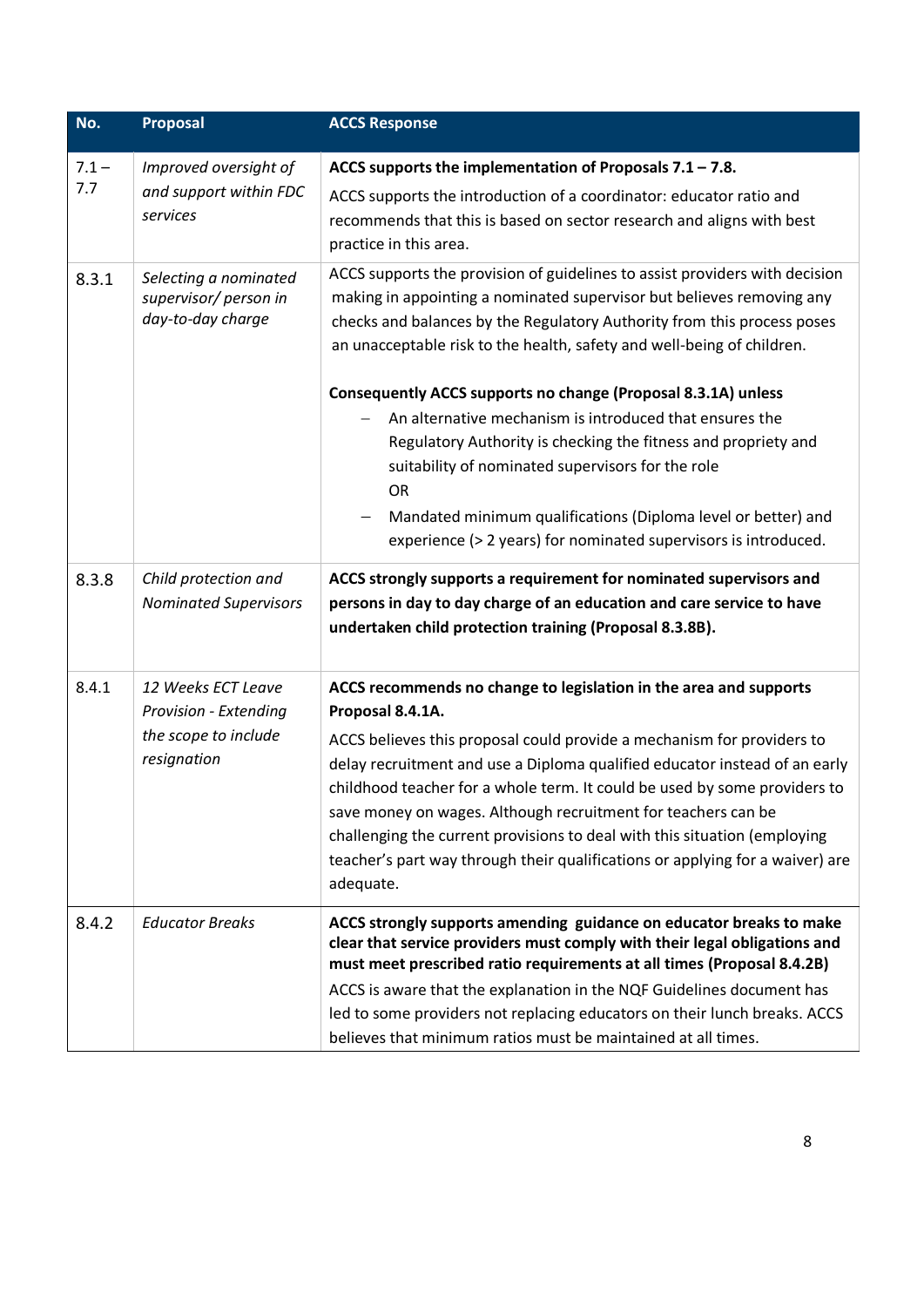| No. | Proposal | ACCS Response |
|---|---|---|
| 7.1 – 7.7 | *Improved oversight of and support within FDC services* | **ACCS supports the implementation of Proposals 7.1 – 7.8.**<br>ACCS supports the introduction of a coordinator: educator ratio and recommends that this is based on sector research and aligns with best practice in this area. |
| 8.3.1 | *Selecting a nominated supervisor/ person in day-to-day charge* | ACCS supports the provision of guidelines to assist providers with decision making in appointing a nominated supervisor but believes removing any checks and balances by the Regulatory Authority from this process poses an unacceptable risk to the health, safety and well-being of children.<br><br>**Consequently ACCS supports no change (Proposal 8.3.1A) unless**<br>– An alternative mechanism is introduced that ensures the Regulatory Authority is checking the fitness and propriety and suitability of nominated supervisors for the role<br>OR<br>– Mandated minimum qualifications (Diploma level or better) and experience (> 2 years) for nominated supervisors is introduced. |
| 8.3.8 | *Child protection and Nominated Supervisors* | **ACCS strongly supports a requirement for nominated supervisors and persons in day to day charge of an education and care service to have undertaken child protection training (Proposal 8.3.8B).** |
| 8.4.1 | *12 Weeks ECT Leave Provision - Extending the scope to include resignation* | **ACCS recommends no change to legislation in the area and supports Proposal 8.4.1A.**<br>ACCS believes this proposal could provide a mechanism for providers to delay recruitment and use a Diploma qualified educator instead of an early childhood teacher for a whole term. It could be used by some providers to save money on wages. Although recruitment for teachers can be challenging the current provisions to deal with this situation (employing teacher's part way through their qualifications or applying for a waiver) are adequate. |
| 8.4.2 | *Educator Breaks* | **ACCS strongly supports amending guidance on educator breaks to make clear that service providers must comply with their legal obligations and must meet prescribed ratio requirements at all times (Proposal 8.4.2B)**<br>ACCS is aware that the explanation in the NQF Guidelines document has led to some providers not replacing educators on their lunch breaks. ACCS believes that minimum ratios must be maintained at all times. |